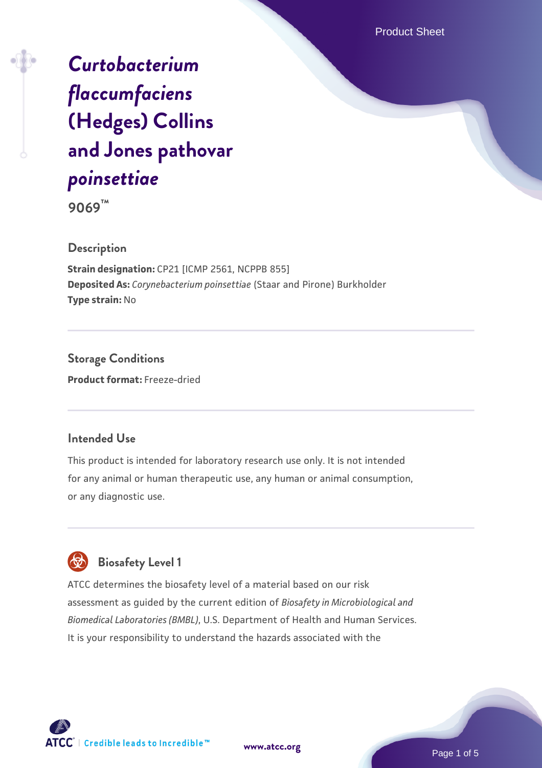# *Curtobacterium flaccumfaciens* (Hedges) Collins and Jones pathovar *poinsettiae*

**9069™**

## Description

**Strain designation:** CP21 [ICMP 2561, NCPPB 855]
**Deposited As:** *Corynebacterium poinsettiae* (Staar and Pirone) Burkholder
**Type strain:** No

## Storage Conditions

**Product format:** Freeze-dried

## Intended Use

This product is intended for laboratory research use only. It is not intended for any animal or human therapeutic use, any human or animal consumption, or any diagnostic use.

## Biosafety Level 1

ATCC determines the biosafety level of a material based on our risk assessment as guided by the current edition of *Biosafety in Microbiological and Biomedical Laboratories (BMBL)*, U.S. Department of Health and Human Services. It is your responsibility to understand the hazards associated with the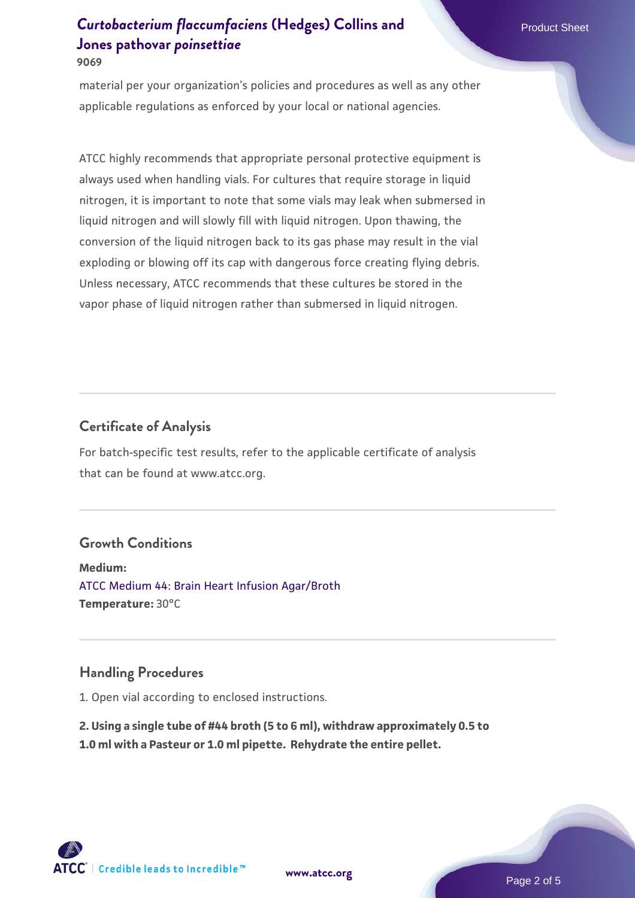material per your organization's policies and procedures as well as any other applicable regulations as enforced by your local or national agencies.

ATCC highly recommends that appropriate personal protective equipment is always used when handling vials. For cultures that require storage in liquid nitrogen, it is important to note that some vials may leak when submersed in liquid nitrogen and will slowly fill with liquid nitrogen. Upon thawing, the conversion of the liquid nitrogen back to its gas phase may result in the vial exploding or blowing off its cap with dangerous force creating flying debris. Unless necessary, ATCC recommends that these cultures be stored in the vapor phase of liquid nitrogen rather than submersed in liquid nitrogen.

## Certificate of Analysis

For batch-specific test results, refer to the applicable certificate of analysis that can be found at www.atcc.org.

## Growth Conditions

**Medium:**
ATCC Medium 44: Brain Heart Infusion Agar/Broth
**Temperature:** 30°C

## Handling Procedures

1. Open vial according to enclosed instructions.

**2. Using a single tube of #44 broth (5 to 6 ml), withdraw approximately 0.5 to 1.0 ml with a Pasteur or 1.0 ml pipette. Rehydrate the entire pellet.**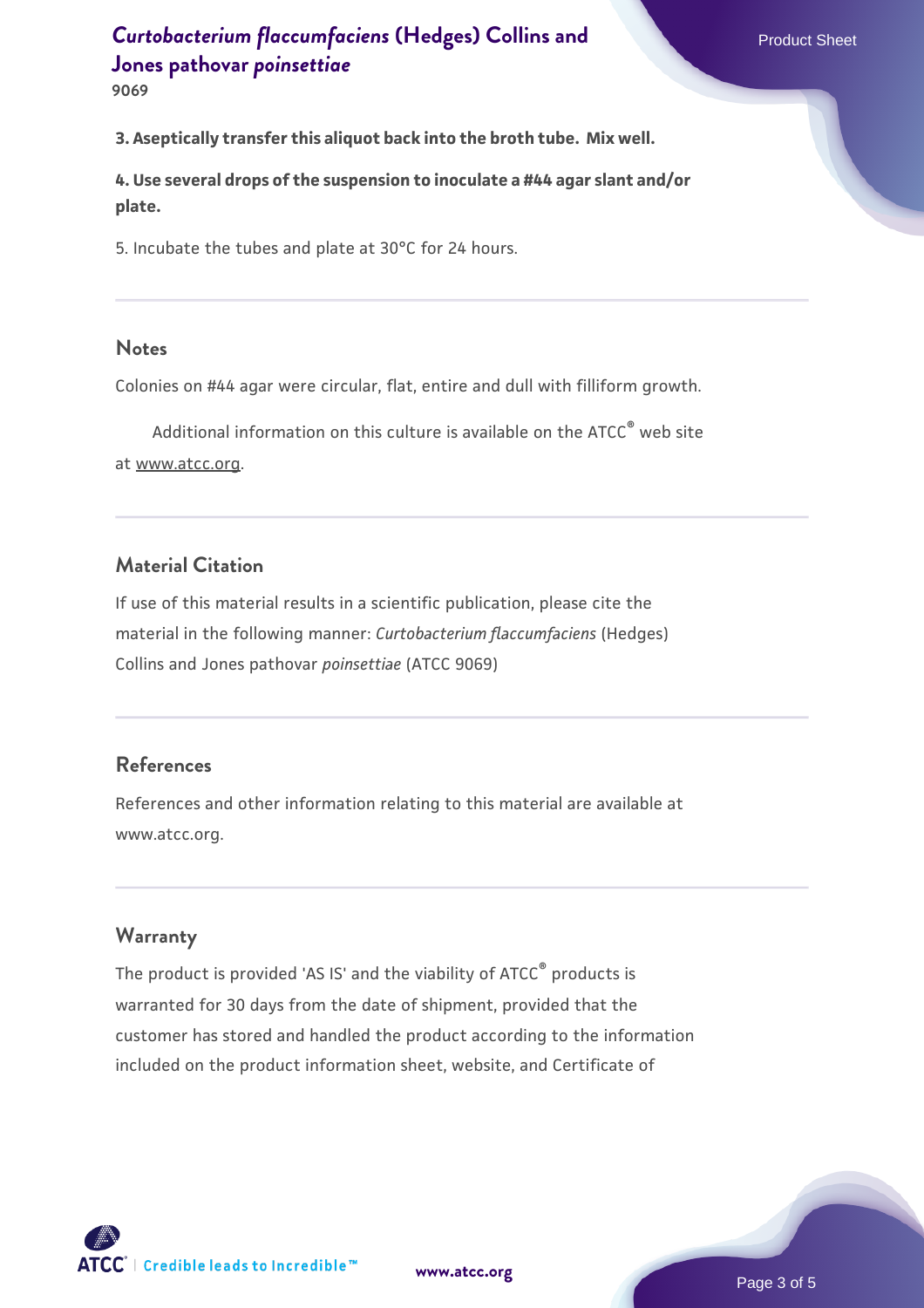**3. Aseptically transfer this aliquot back into the broth tube. Mix well.**

**4. Use several drops of the suspension to inoculate a #44 agar slant and/or plate.**

5. Incubate the tubes and plate at 30°C for 24 hours.

## Notes

Colonies on #44 agar were circular, flat, entire and dull with filliform growth.

Additional information on this culture is available on the ATCC® web site at www.atcc.org.

## Material Citation

If use of this material results in a scientific publication, please cite the material in the following manner: *Curtobacterium flaccumfaciens* (Hedges) Collins and Jones pathovar *poinsettiae* (ATCC 9069)

## References

References and other information relating to this material are available at www.atcc.org.

## Warranty

The product is provided 'AS IS' and the viability of ATCC® products is warranted for 30 days from the date of shipment, provided that the customer has stored and handled the product according to the information included on the product information sheet, website, and Certificate of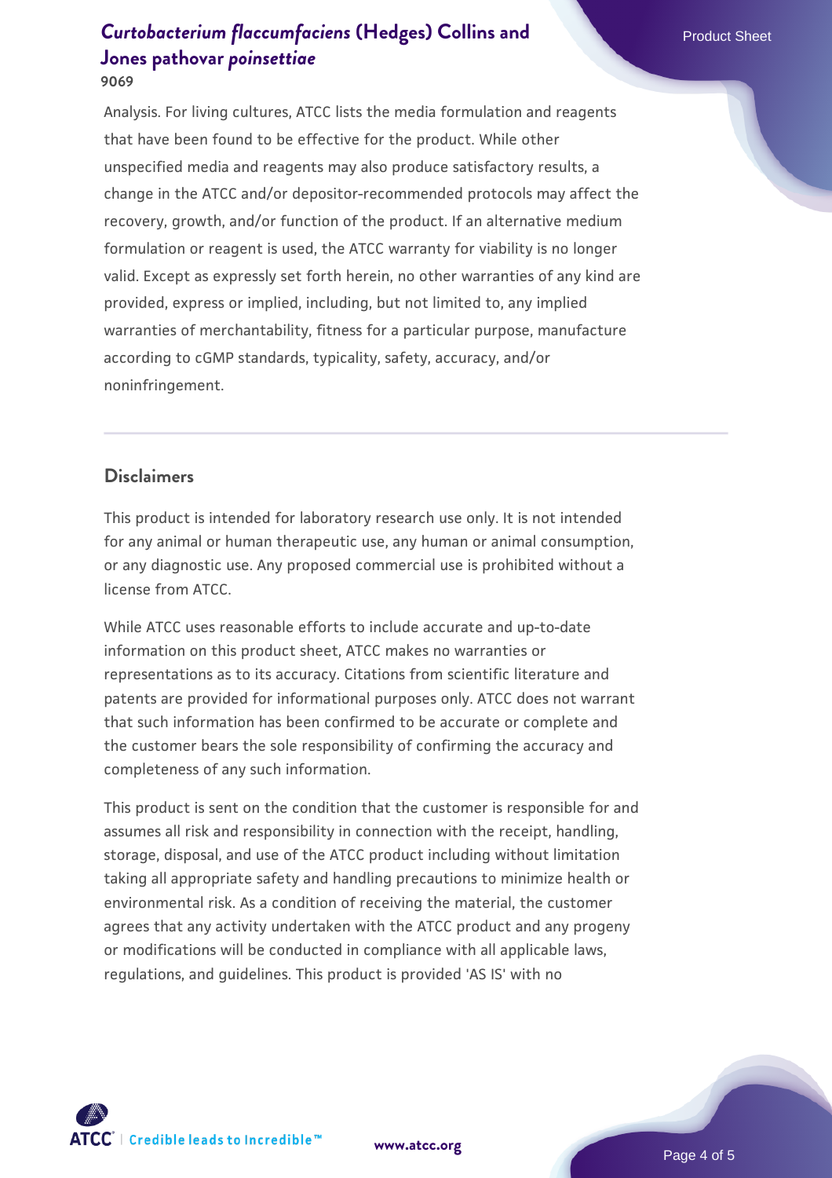Analysis. For living cultures, ATCC lists the media formulation and reagents that have been found to be effective for the product. While other unspecified media and reagents may also produce satisfactory results, a change in the ATCC and/or depositor-recommended protocols may affect the recovery, growth, and/or function of the product. If an alternative medium formulation or reagent is used, the ATCC warranty for viability is no longer valid. Except as expressly set forth herein, no other warranties of any kind are provided, express or implied, including, but not limited to, any implied warranties of merchantability, fitness for a particular purpose, manufacture according to cGMP standards, typicality, safety, accuracy, and/or noninfringement.

## Disclaimers

This product is intended for laboratory research use only. It is not intended for any animal or human therapeutic use, any human or animal consumption, or any diagnostic use. Any proposed commercial use is prohibited without a license from ATCC.

While ATCC uses reasonable efforts to include accurate and up-to-date information on this product sheet, ATCC makes no warranties or representations as to its accuracy. Citations from scientific literature and patents are provided for informational purposes only. ATCC does not warrant that such information has been confirmed to be accurate or complete and the customer bears the sole responsibility of confirming the accuracy and completeness of any such information.

This product is sent on the condition that the customer is responsible for and assumes all risk and responsibility in connection with the receipt, handling, storage, disposal, and use of the ATCC product including without limitation taking all appropriate safety and handling precautions to minimize health or environmental risk. As a condition of receiving the material, the customer agrees that any activity undertaken with the ATCC product and any progeny or modifications will be conducted in compliance with all applicable laws, regulations, and guidelines. This product is provided 'AS IS' with no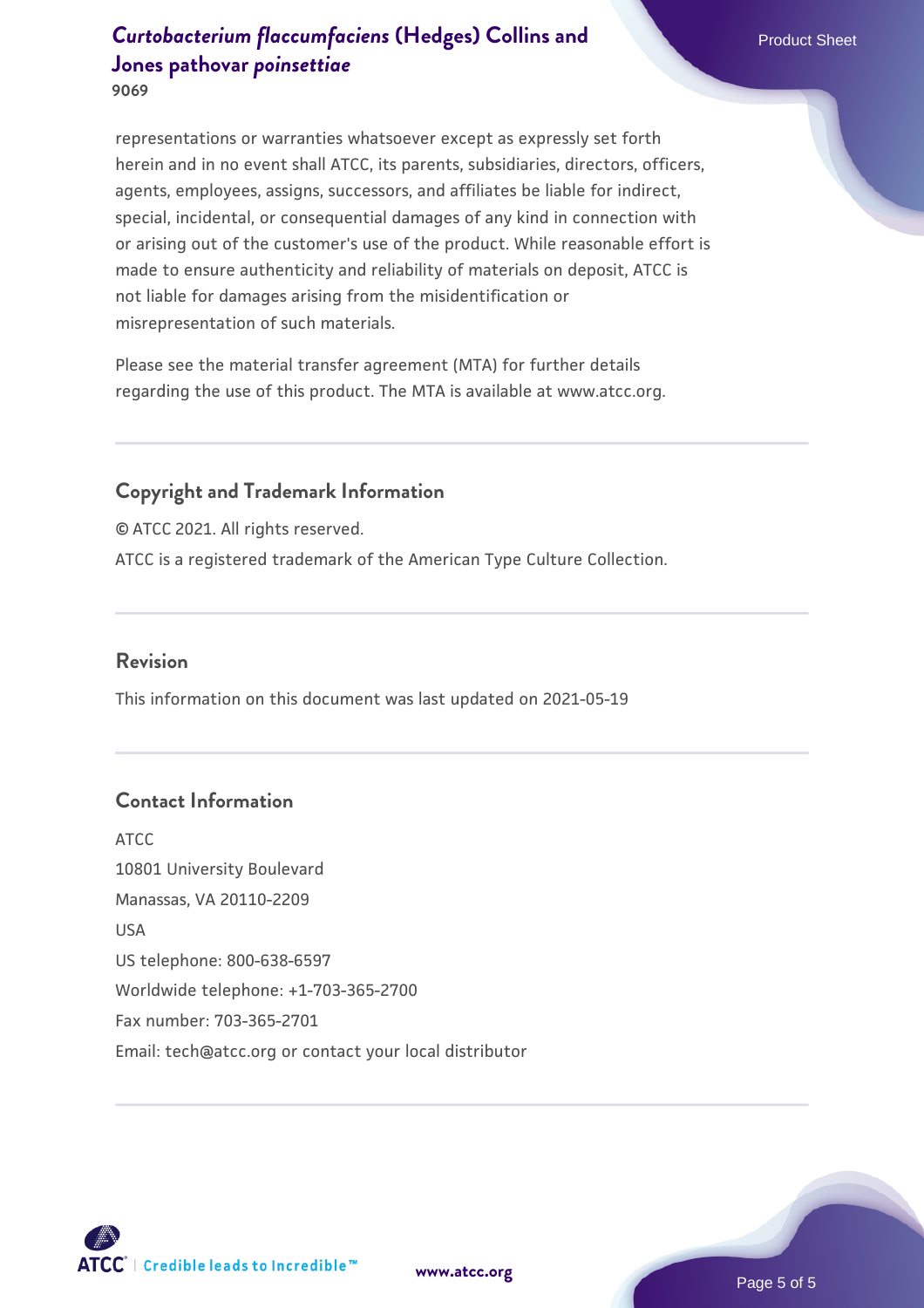representations or warranties whatsoever except as expressly set forth herein and in no event shall ATCC, its parents, subsidiaries, directors, officers, agents, employees, assigns, successors, and affiliates be liable for indirect, special, incidental, or consequential damages of any kind in connection with or arising out of the customer's use of the product. While reasonable effort is made to ensure authenticity and reliability of materials on deposit, ATCC is not liable for damages arising from the misidentification or misrepresentation of such materials.

Please see the material transfer agreement (MTA) for further details regarding the use of this product. The MTA is available at www.atcc.org.

## Copyright and Trademark Information

© ATCC 2021. All rights reserved.

ATCC is a registered trademark of the American Type Culture Collection.

## Revision

This information on this document was last updated on 2021-05-19

## Contact Information

ATCC
10801 University Boulevard
Manassas, VA 20110-2209
USA
US telephone: 800-638-6597
Worldwide telephone: +1-703-365-2700
Fax number: 703-365-2701
Email: tech@atcc.org or contact your local distributor